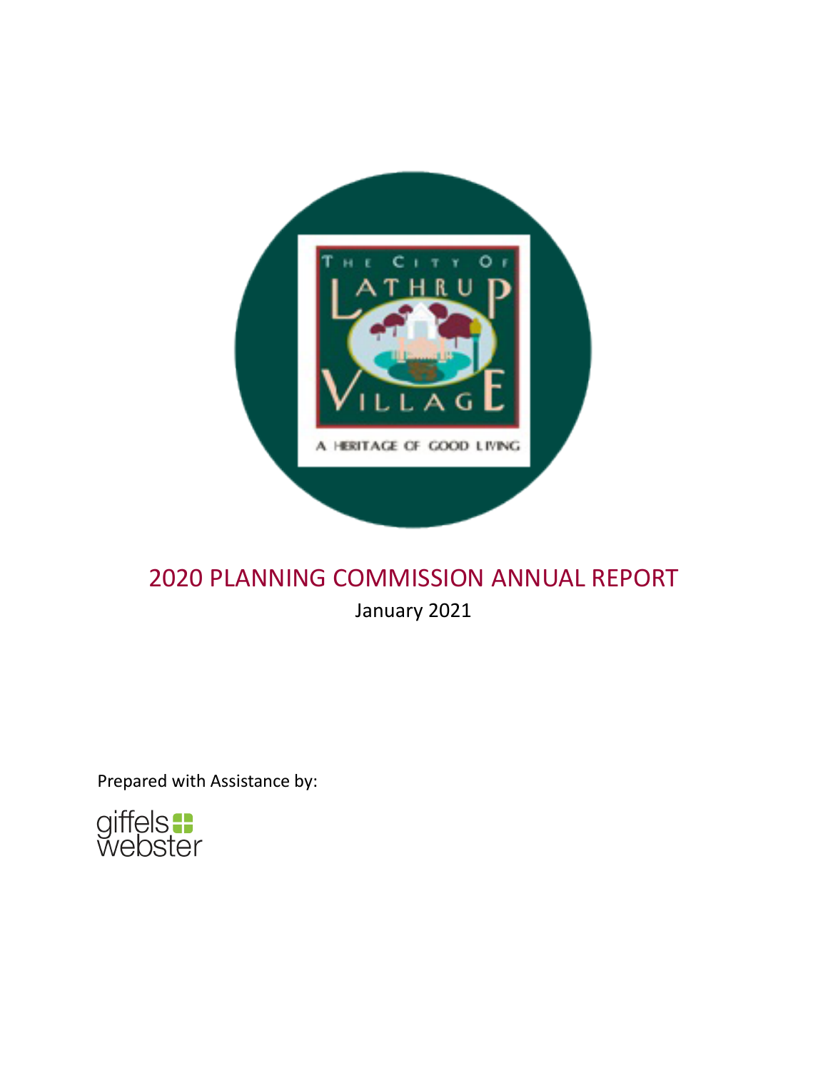# 2020 PLANNING COMMISSION ANNUAL REPORT

January 2021

Prepared with Assistance by:

giffels webster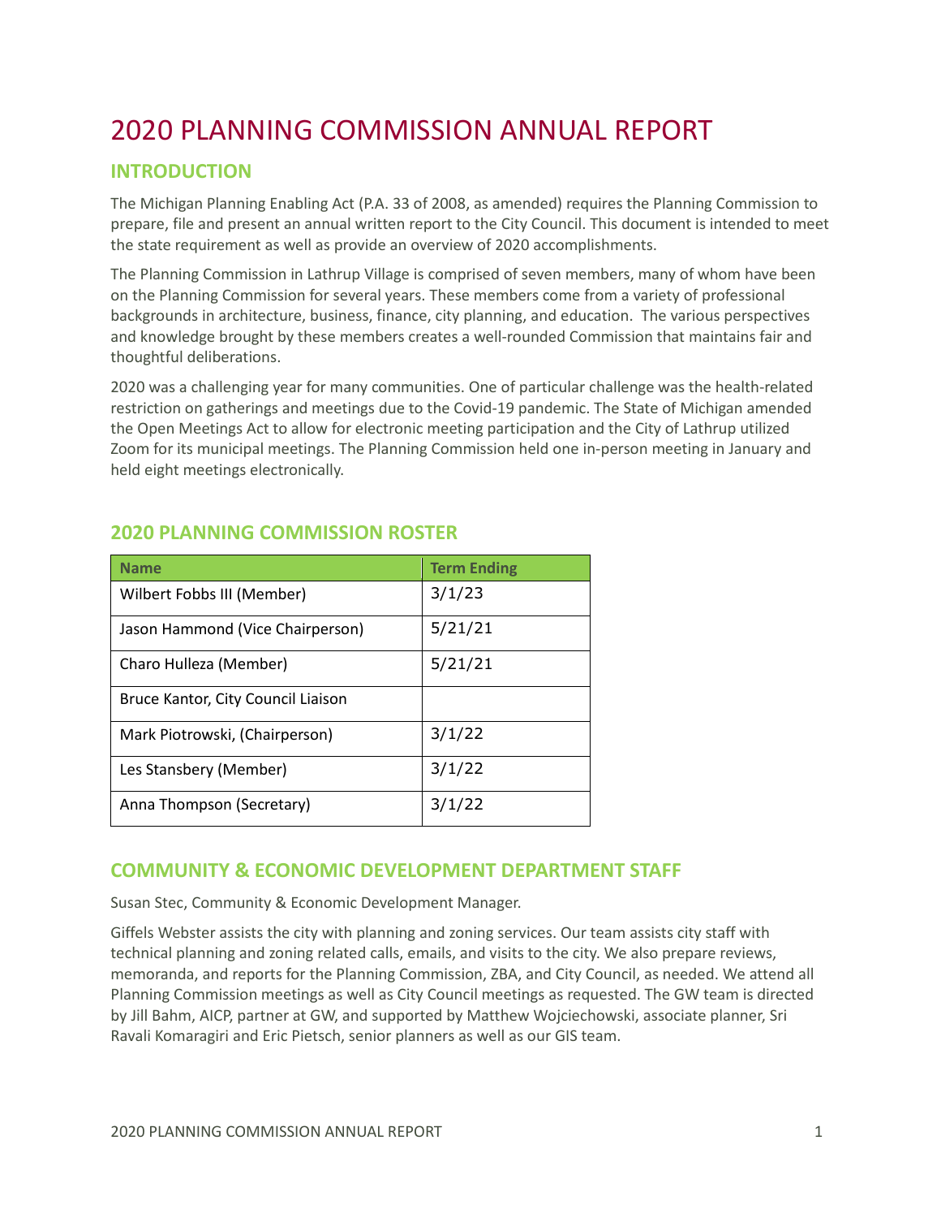# 2020 PLANNING COMMISSION ANNUAL REPORT

## INTRODUCTION

The Michigan Planning Enabling Act (P.A. 33 of 2008, as amended) requires the Planning Commission to prepare, file and present an annual written report to the City Council. This document is intended to meet the state requirement as well as provide an overview of 2020 accomplishments.

The Planning Commission in Lathrup Village is comprised of seven members, many of whom have been on the Planning Commission for several years. These members come from a variety of professional backgrounds in architecture, business, finance, city planning, and education. The various perspectives and knowledge brought by these members creates a well-rounded Commission that maintains fair and thoughtful deliberations.

2020 was a challenging year for many communities. One of particular challenge was the health-related restriction on gatherings and meetings due to the Covid-19 pandemic. The State of Michigan amended the Open Meetings Act to allow for electronic meeting participation and the City of Lathrup utilized Zoom for its municipal meetings. The Planning Commission held one in-person meeting in January and held eight meetings electronically.

## 2020 PLANNING COMMISSION ROSTER

| Name | Term Ending |
|---|---|
| Wilbert Fobbs III (Member) | 3/1/23 |
| Jason Hammond (Vice Chairperson) | 5/21/21 |
| Charo Hulleza (Member) | 5/21/21 |
| Bruce Kantor, City Council Liaison | |
| Mark Piotrowski, (Chairperson) | 3/1/22 |
| Les Stansbery (Member) | 3/1/22 |
| Anna Thompson (Secretary) | 3/1/22 |

## COMMUNITY & ECONOMIC DEVELOPMENT DEPARTMENT STAFF

Susan Stec, Community & Economic Development Manager.

Giffels Webster assists the city with planning and zoning services. Our team assists city staff with technical planning and zoning related calls, emails, and visits to the city. We also prepare reviews, memoranda, and reports for the Planning Commission, ZBA, and City Council, as needed. We attend all Planning Commission meetings as well as City Council meetings as requested. The GW team is directed by Jill Bahm, AICP, partner at GW, and supported by Matthew Wojciechowski, associate planner, Sri Ravali Komaragiri and Eric Pietsch, senior planners as well as our GIS team.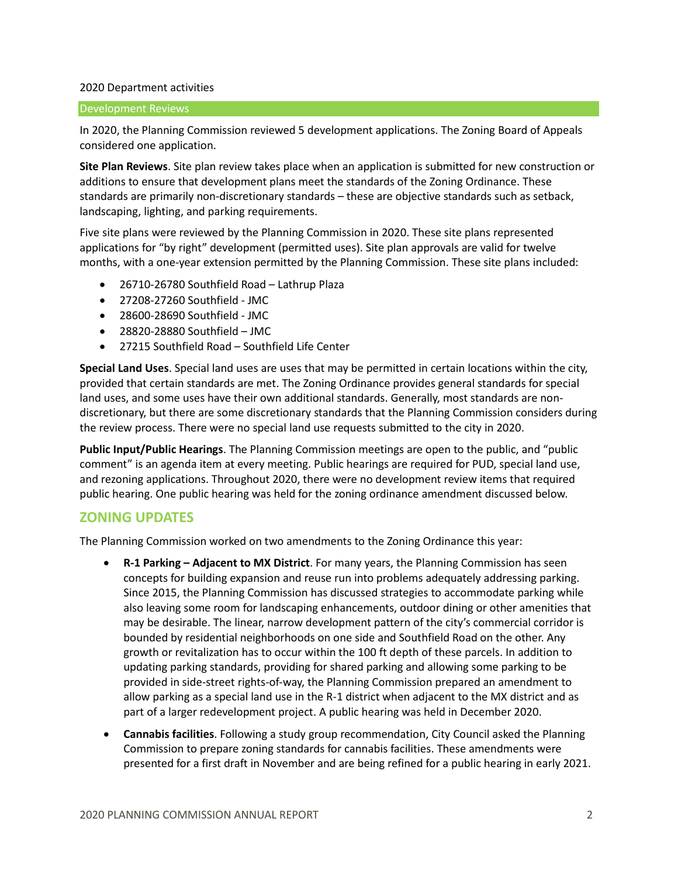2020 Department activities

## Development Reviews

In 2020, the Planning Commission reviewed 5 development applications. The Zoning Board of Appeals considered one application.

**Site Plan Reviews**. Site plan review takes place when an application is submitted for new construction or additions to ensure that development plans meet the standards of the Zoning Ordinance. These standards are primarily non-discretionary standards – these are objective standards such as setback, landscaping, lighting, and parking requirements.

Five site plans were reviewed by the Planning Commission in 2020. These site plans represented applications for "by right" development (permitted uses). Site plan approvals are valid for twelve months, with a one-year extension permitted by the Planning Commission. These site plans included:

- 26710-26780 Southfield Road – Lathrup Plaza
- 27208-27260 Southfield - JMC
- 28600-28690 Southfield - JMC
- 28820-28880 Southfield – JMC
- 27215 Southfield Road – Southfield Life Center

**Special Land Uses**. Special land uses are uses that may be permitted in certain locations within the city, provided that certain standards are met. The Zoning Ordinance provides general standards for special land uses, and some uses have their own additional standards. Generally, most standards are non-discretionary, but there are some discretionary standards that the Planning Commission considers during the review process. There were no special land use requests submitted to the city in 2020.

**Public Input/Public Hearings**. The Planning Commission meetings are open to the public, and "public comment" is an agenda item at every meeting. Public hearings are required for PUD, special land use, and rezoning applications. Throughout 2020, there were no development review items that required public hearing. One public hearing was held for the zoning ordinance amendment discussed below.

## ZONING UPDATES

The Planning Commission worked on two amendments to the Zoning Ordinance this year:

- **R-1 Parking – Adjacent to MX District**. For many years, the Planning Commission has seen concepts for building expansion and reuse run into problems adequately addressing parking. Since 2015, the Planning Commission has discussed strategies to accommodate parking while also leaving some room for landscaping enhancements, outdoor dining or other amenities that may be desirable. The linear, narrow development pattern of the city's commercial corridor is bounded by residential neighborhoods on one side and Southfield Road on the other. Any growth or revitalization has to occur within the 100 ft depth of these parcels. In addition to updating parking standards, providing for shared parking and allowing some parking to be provided in side-street rights-of-way, the Planning Commission prepared an amendment to allow parking as a special land use in the R-1 district when adjacent to the MX district and as part of a larger redevelopment project. A public hearing was held in December 2020.
- **Cannabis facilities**. Following a study group recommendation, City Council asked the Planning Commission to prepare zoning standards for cannabis facilities. These amendments were presented for a first draft in November and are being refined for a public hearing in early 2021.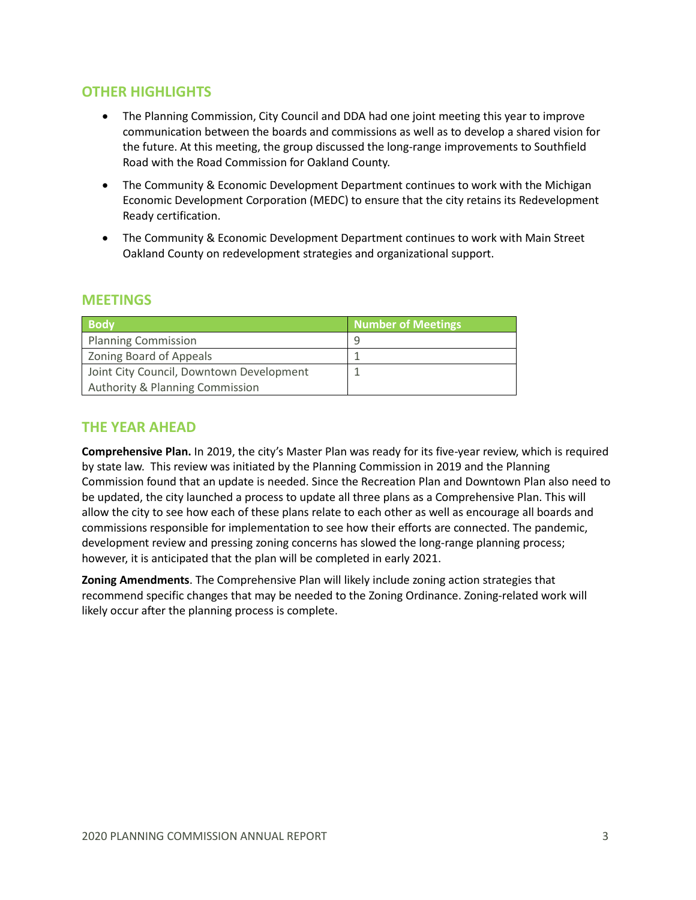## OTHER HIGHLIGHTS

- The Planning Commission, City Council and DDA had one joint meeting this year to improve communication between the boards and commissions as well as to develop a shared vision for the future. At this meeting, the group discussed the long-range improvements to Southfield Road with the Road Commission for Oakland County.
- The Community & Economic Development Department continues to work with the Michigan Economic Development Corporation (MEDC) to ensure that the city retains its Redevelopment Ready certification.
- The Community & Economic Development Department continues to work with Main Street Oakland County on redevelopment strategies and organizational support.

## MEETINGS

| Body | Number of Meetings |
|---|---|
| Planning Commission | 9 |
| Zoning Board of Appeals | 1 |
| Joint City Council, Downtown Development Authority & Planning Commission | 1 |

## THE YEAR AHEAD

**Comprehensive Plan.** In 2019, the city's Master Plan was ready for its five-year review, which is required by state law. This review was initiated by the Planning Commission in 2019 and the Planning Commission found that an update is needed. Since the Recreation Plan and Downtown Plan also need to be updated, the city launched a process to update all three plans as a Comprehensive Plan. This will allow the city to see how each of these plans relate to each other as well as encourage all boards and commissions responsible for implementation to see how their efforts are connected. The pandemic, development review and pressing zoning concerns has slowed the long-range planning process; however, it is anticipated that the plan will be completed in early 2021.

**Zoning Amendments**. The Comprehensive Plan will likely include zoning action strategies that recommend specific changes that may be needed to the Zoning Ordinance. Zoning-related work will likely occur after the planning process is complete.